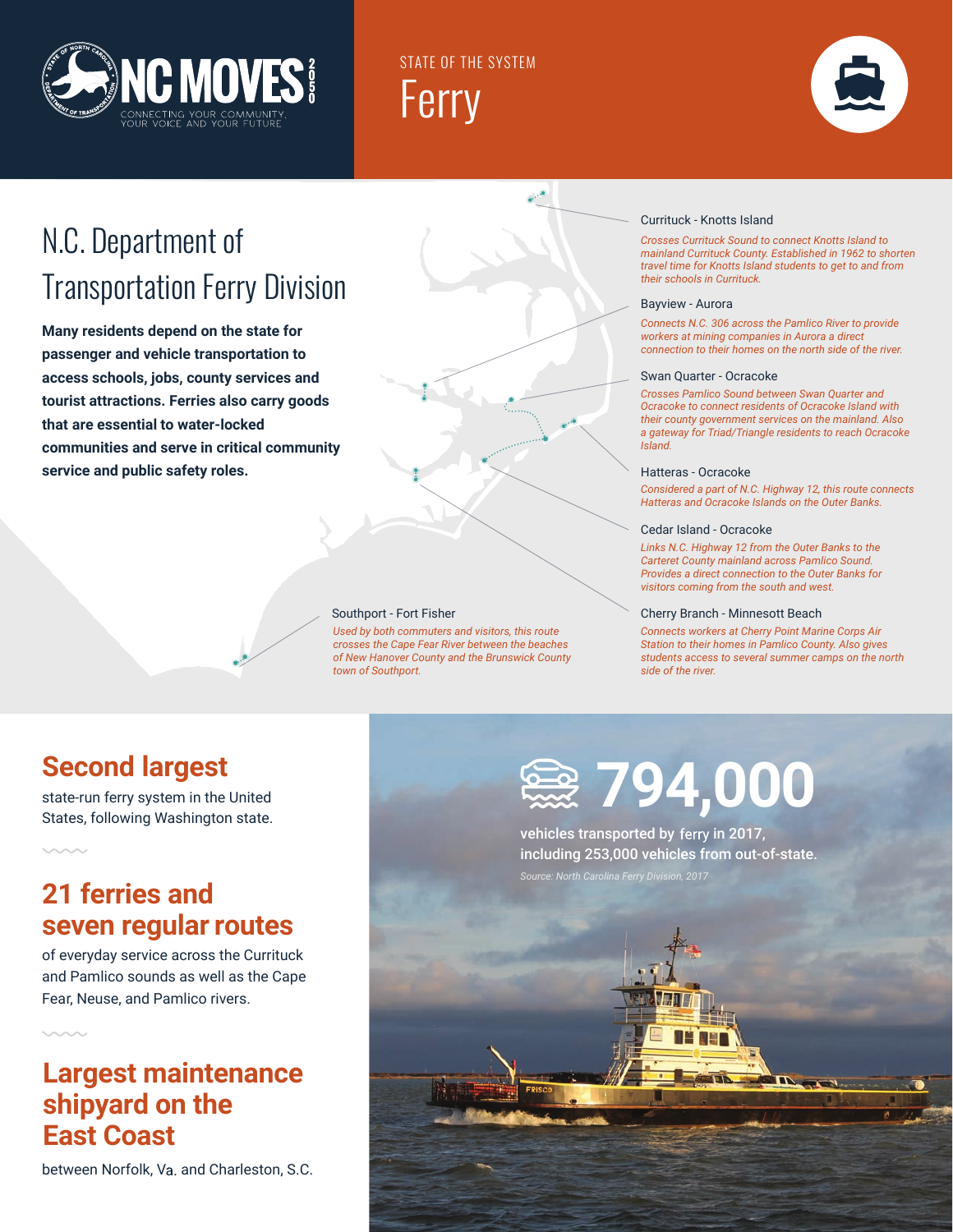NC MOVES 2050

CONNECTING YOUR COMMUNITY, YOUR VOICE AND YOUR FUTURE

STATE OF THE SYSTEM

# Ferry

## N.C. Department of Transportation Ferry Division

**Many residents depend on the state for passenger and vehicle transportation to access schools, jobs, county services and tourist attractions. Ferries also carry goods that are essential to water-locked communities and serve in critical community service and public safety roles.**

Currituck - Knotts Island

*Crosses Currituck Sound to connect Knotts Island to mainland Currituck County. Established in 1962 to shorten travel time for Knotts Island students to get to and from their schools in Currituck.*

Bayview - Aurora

*Connects N.C. 306 across the Pamlico River to provide workers at mining companies in Aurora a direct connection to their homes on the north side of the river.*

Swan Quarter - Ocracoke

*Crosses Pamlico Sound between Swan Quarter and Ocracoke to connect residents of Ocracoke Island with their county government services on the mainland. Also a gateway for Triad/Triangle residents to reach Ocracoke Island.*

Hatteras - Ocracoke

*Considered a part of N.C. Highway 12, this route connects Hatteras and Ocracoke Islands on the Outer Banks.*

Cedar Island - Ocracoke

*Links N.C. Highway 12 from the Outer Banks to the Carteret County mainland across Pamlico Sound. Provides a direct connection to the Outer Banks for visitors coming from the south and west.*

Cherry Branch - Minnesott Beach

*Connects workers at Cherry Point Marine Corps Air Station to their homes in Pamlico County. Also gives students access to several summer camps on the north side of the river.*

Southport - Fort Fisher

*Used by both commuters and visitors, this route crosses the Cape Fear River between the beaches of New Hanover County and the Brunswick County town of Southport.*

## Second largest

state-run ferry system in the United States, following Washington state.

## 21 ferries and seven regular routes

of everyday service across the Currituck and Pamlico sounds as well as the Cape Fear, Neuse, and Pamlico rivers.

## Largest maintenance shipyard on the East Coast

between Norfolk, Va. and Charleston, S.C.

## 794,000

vehicles transported by ferry in 2017, including 253,000 vehicles from out-of-state.

*Source: North Carolina Ferry Division, 2017*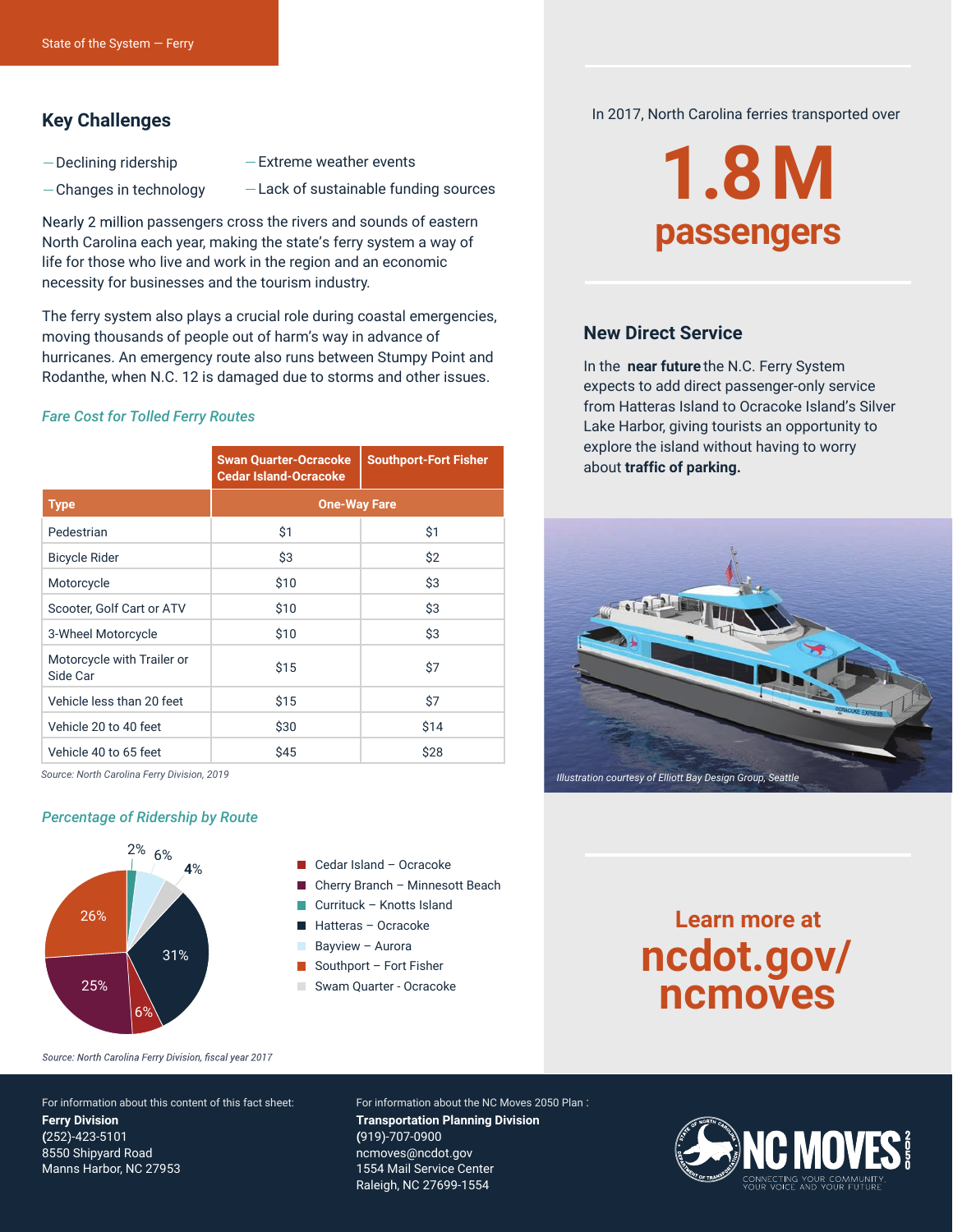State of the System — Ferry

## Key Challenges

- Declining ridership
- Changes in technology
- Extreme weather events
- Lack of sustainable funding sources

Nearly 2 million passengers cross the rivers and sounds of eastern North Carolina each year, making the state's ferry system a way of life for those who live and work in the region and an economic necessity for businesses and the tourism industry.

The ferry system also plays a crucial role during coastal emergencies, moving thousands of people out of harm's way in advance of hurricanes. An emergency route also runs between Stumpy Point and Rodanthe, when N.C. 12 is damaged due to storms and other issues.

### *Fare Cost for Tolled Ferry Routes*

| | Swan Quarter-Ocracoke Cedar Island-Ocracoke | Southport-Fort Fisher |
|---|---|---|
| **Type** | **One-Way Fare** | |
| Pedestrian | $1 | $1 |
| Bicycle Rider | $3 | $2 |
| Motorcycle | $10 | $3 |
| Scooter, Golf Cart or ATV | $10 | $3 |
| 3-Wheel Motorcycle | $10 | $3 |
| Motorcycle with Trailer or Side Car | $15 | $7 |
| Vehicle less than 20 feet | $15 | $7 |
| Vehicle 20 to 40 feet | $30 | $14 |
| Vehicle 40 to 65 feet | $45 | $28 |

*Source: North Carolina Ferry Division, 2019*

### *Percentage of Ridership by Route*

2%
6%
4%
26%
31%
25%
6%

Cedar Island – Ocracoke
Cherry Branch – Minnesott Beach
Currituck – Knotts Island
Hatteras – Ocracoke
Bayview – Aurora
Southport – Fort Fisher
Swam Quarter - Ocracoke

*Source: North Carolina Ferry Division, fiscal year 2017*

In 2017, North Carolina ferries transported over

# 1.8 M passengers

## New Direct Service

In the **near future** the N.C. Ferry System expects to add direct passenger-only service from Hatteras Island to Ocracoke Island's Silver Lake Harbor, giving tourists an opportunity to explore the island without having to worry about **traffic of parking.**

*Illustration courtesy of Elliott Bay Design Group, Seattle*

## Learn more at ncdot.gov/ ncmoves

For information about this content of this fact sheet:
**Ferry Division**
(252)-423-5101
8550 Shipyard Road
Manns Harbor, NC 27953

For information about the NC Moves 2050 Plan :
**Transportation Planning Division**
(919)-707-0900
ncmoves@ncdot.gov
1554 Mail Service Center
Raleigh, NC 27699-1554

NC MOVES 2050
CONNECTING YOUR COMMUNITY, YOUR VOICE AND YOUR FUTURE